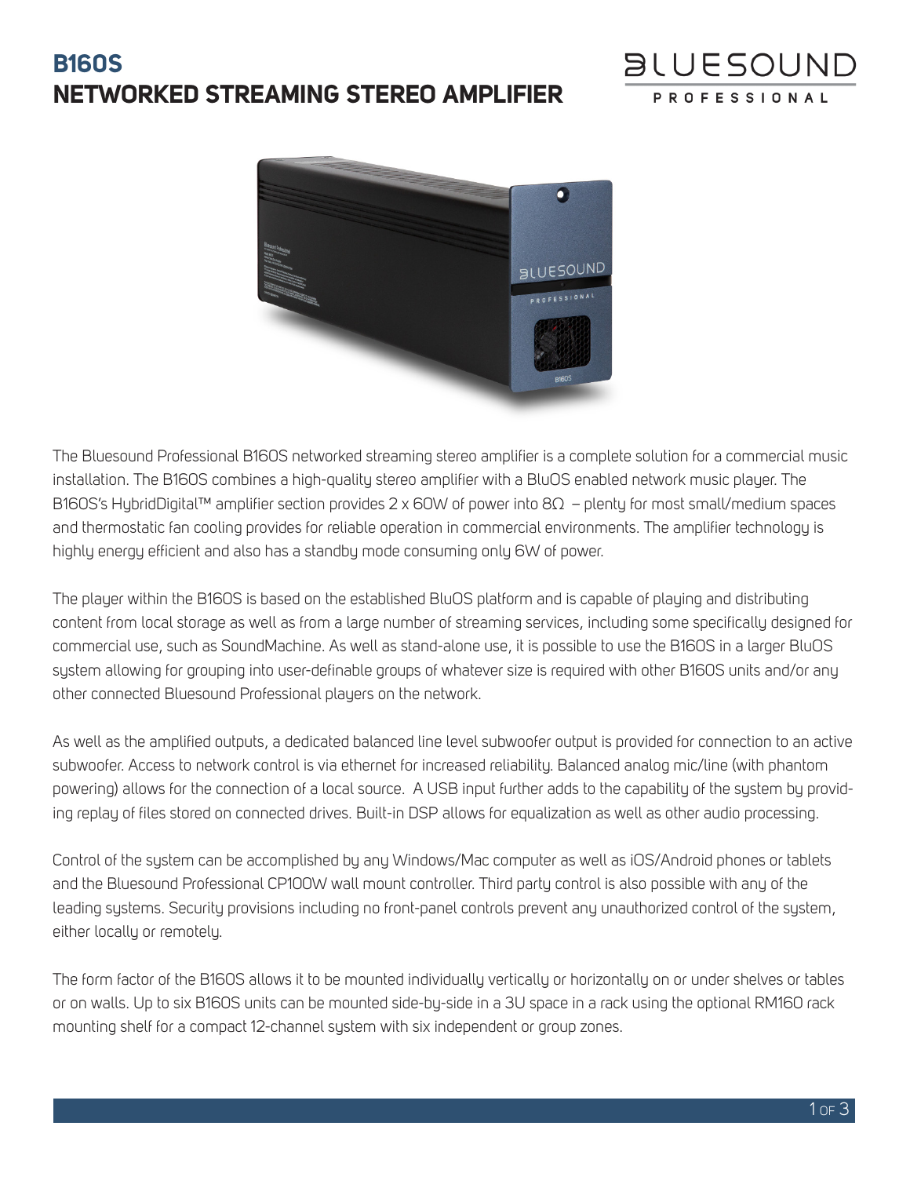# B160S
# NETWORKED STREAMING STEREO AMPLIFIER

The Bluesound Professional B160S networked streaming stereo amplifier is a complete solution for a commercial music installation. The B160S combines a high-quality stereo amplifier with a BluOS enabled network music player. The B160S's HybridDigital™ amplifier section provides 2 x 60W of power into 8Ω – plenty for most small/medium spaces and thermostatic fan cooling provides for reliable operation in commercial environments. The amplifier technology is highly energy efficient and also has a standby mode consuming only 6W of power.

The player within the B160S is based on the established BluOS platform and is capable of playing and distributing content from local storage as well as from a large number of streaming services, including some specifically designed for commercial use, such as SoundMachine. As well as stand-alone use, it is possible to use the B160S in a larger BluOS system allowing for grouping into user-definable groups of whatever size is required with other B160S units and/or any other connected Bluesound Professional players on the network.

As well as the amplified outputs, a dedicated balanced line level subwoofer output is provided for connection to an active subwoofer. Access to network control is via ethernet for increased reliability. Balanced analog mic/line (with phantom powering) allows for the connection of a local source. A USB input further adds to the capability of the system by providing replay of files stored on connected drives. Built-in DSP allows for equalization as well as other audio processing.

Control of the system can be accomplished by any Windows/Mac computer as well as iOS/Android phones or tablets and the Bluesound Professional CP100W wall mount controller. Third party control is also possible with any of the leading systems. Security provisions including no front-panel controls prevent any unauthorized control of the system, either locally or remotely.

The form factor of the B160S allows it to be mounted individually vertically or horizontally on or under shelves or tables or on walls. Up to six B160S units can be mounted side-by-side in a 3U space in a rack using the optional RM160 rack mounting shelf for a compact 12-channel system with six independent or group zones.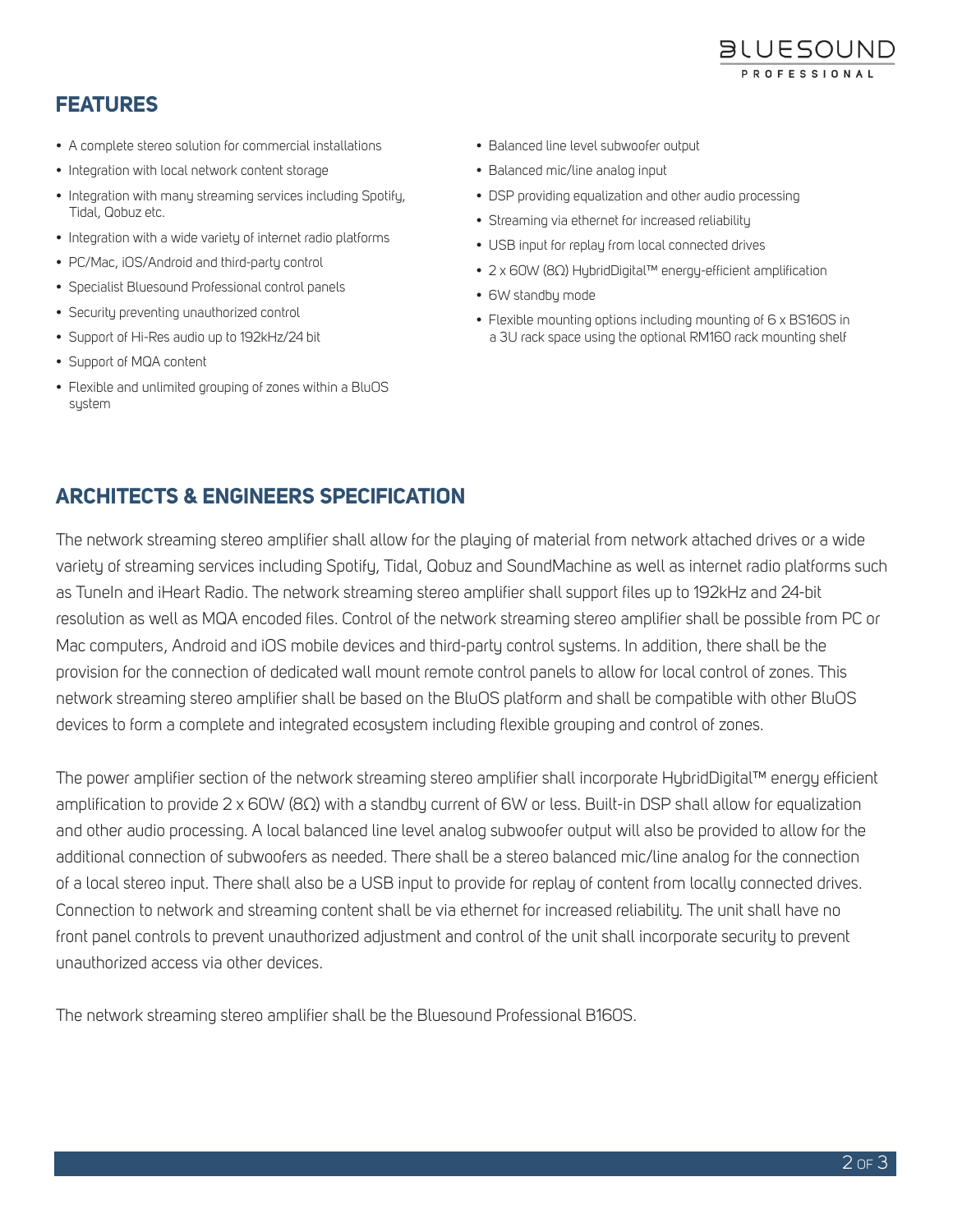## FEATURES

- A complete stereo solution for commercial installations
- Integration with local network content storage
- Integration with many streaming services including Spotify, Tidal, Qobuz etc.
- Integration with a wide variety of internet radio platforms
- PC/Mac, iOS/Android and third-party control
- Specialist Bluesound Professional control panels
- Security preventing unauthorized control
- Support of Hi-Res audio up to 192kHz/24 bit
- Support of MQA content
- Flexible and unlimited grouping of zones within a BluOS system
- Balanced line level subwoofer output
- Balanced mic/line analog input
- DSP providing equalization and other audio processing
- Streaming via ethernet for increased reliability
- USB input for replay from local connected drives
- 2 x 60W (8Ω) HybridDigital™ energy-efficient amplification
- 6W standby mode
- Flexible mounting options including mounting of 6 x BS160S in a 3U rack space using the optional RM160 rack mounting shelf

## ARCHITECTS & ENGINEERS SPECIFICATION

The network streaming stereo amplifier shall allow for the playing of material from network attached drives or a wide variety of streaming services including Spotify, Tidal, Qobuz and SoundMachine as well as internet radio platforms such as TuneIn and iHeart Radio. The network streaming stereo amplifier shall support files up to 192kHz and 24-bit resolution as well as MQA encoded files. Control of the network streaming stereo amplifier shall be possible from PC or Mac computers, Android and iOS mobile devices and third-party control systems. In addition, there shall be the provision for the connection of dedicated wall mount remote control panels to allow for local control of zones. This network streaming stereo amplifier shall be based on the BluOS platform and shall be compatible with other BluOS devices to form a complete and integrated ecosystem including flexible grouping and control of zones.

The power amplifier section of the network streaming stereo amplifier shall incorporate HybridDigital™ energy efficient amplification to provide 2 x 60W (8Ω) with a standby current of 6W or less. Built-in DSP shall allow for equalization and other audio processing. A local balanced line level analog subwoofer output will also be provided to allow for the additional connection of subwoofers as needed. There shall be a stereo balanced mic/line analog for the connection of a local stereo input. There shall also be a USB input to provide for replay of content from locally connected drives. Connection to network and streaming content shall be via ethernet for increased reliability. The unit shall have no front panel controls to prevent unauthorized adjustment and control of the unit shall incorporate security to prevent unauthorized access via other devices.

The network streaming stereo amplifier shall be the Bluesound Professional B160S.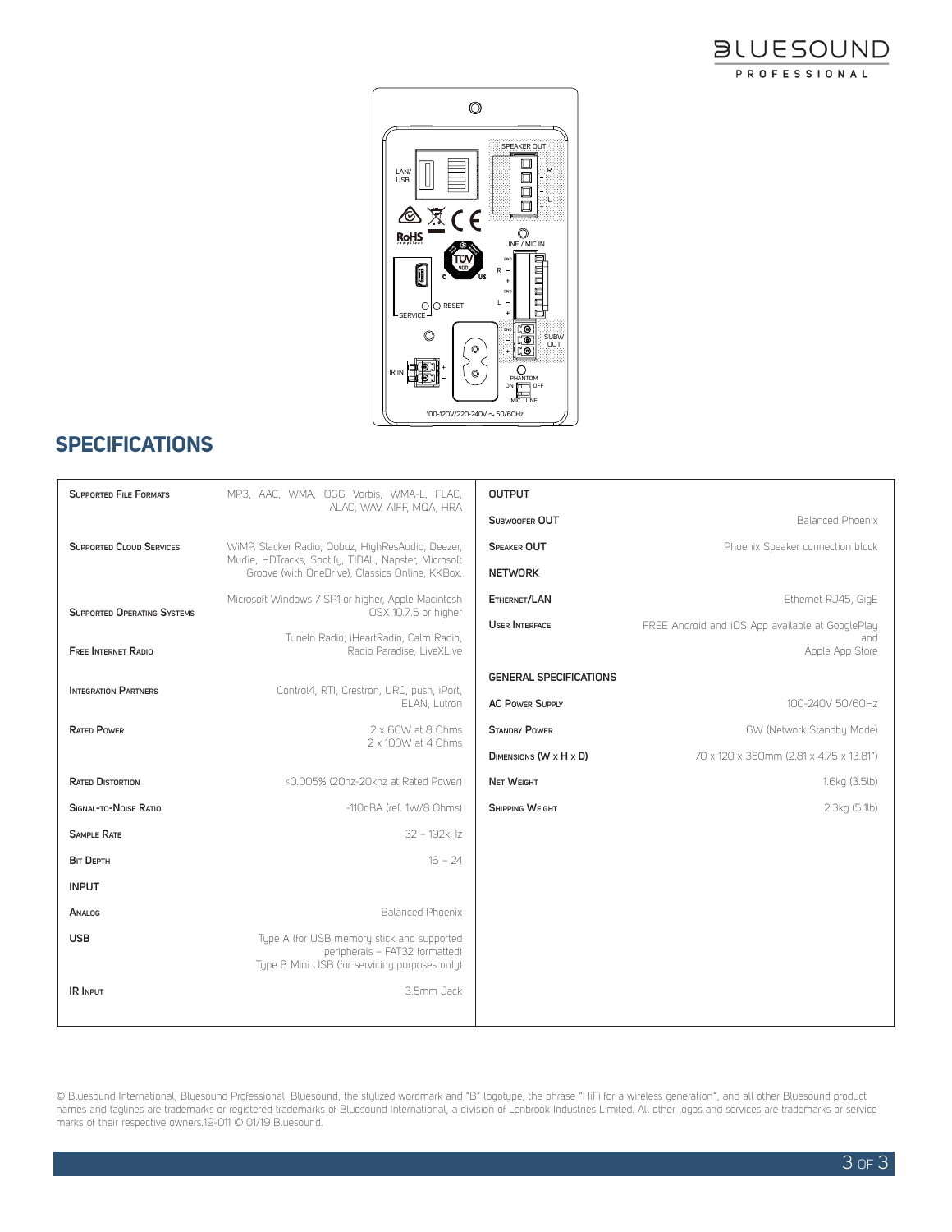## SPECIFICATIONS

| | |
|---|---|
| **Supported File Formats** | MP3, AAC, WMA, OGG Vorbis, WMA-L, FLAC, ALAC, WAV, AIFF, MQA, HRA |
| **Supported Cloud Services** | WiMP, Slacker Radio, Qobuz, HighResAudio, Deezer, Murfie, HDTracks, Spotify, TIDAL, Napster, Microsoft Groove (with OneDrive), Classics Online, KKBox. |
| **Supported Operating Systems** | Microsoft Windows 7 SP1 or higher, Apple Macintosh OSX 10.7.5 or higher |
| **Free Internet Radio** | TuneIn Radio, iHeartRadio, Calm Radio, Radio Paradise, LiveXLive |
| **Integration Partners** | Control4, RTI, Crestron, URC, push, iPort, ELAN, Lutron |
| **Rated Power** | 2 x 60W at 8 Ohms<br>2 x 100W at 4 Ohms |
| **Rated Distortion** | ≤0.005% (20hz-20khz at Rated Power) |
| **Signal-to-Noise Ratio** | -110dBA (ref. 1W/8 Ohms) |
| **Sample Rate** | 32 – 192kHz |
| **Bit Depth** | 16 – 24 |
| **INPUT** | |
| **Analog** | Balanced Phoenix |
| **USB** | Type A (for USB memory stick and supported peripherals – FAT32 formatted)<br>Type B Mini USB (for servicing purposes only) |
| **IR Input** | 3.5mm Jack |

| | |
|---|---|
| **OUTPUT** | |
| **Subwoofer OUT** | Balanced Phoenix |
| **Speaker OUT** | Phoenix Speaker connection block |
| **NETWORK** | |
| **Ethernet/LAN** | Ethernet RJ45, GigE |
| **User Interface** | FREE Android and iOS App available at GooglePlay and Apple App Store |
| **GENERAL SPECIFICATIONS** | |
| **AC Power Supply** | 100-240V 50/60Hz |
| **Standby Power** | 6W (Network Standby Mode) |
| **Dimensions (W x H x D)** | 70 x 120 x 350mm (2.81 x 4.75 x 13.81") |
| **Net Weight** | 1.6kg (3.5lb) |
| **Shipping Weight** | 2.3kg (5.1lb) |

© Bluesound International, Bluesound Professional, Bluesound, the stylized wordmark and "B" logotype, the phrase "HiFi for a wireless generation", and all other Bluesound product names and taglines are trademarks or registered trademarks of Bluesound International, a division of Lenbrook Industries Limited. All other logos and services are trademarks or service marks of their respective owners.19-011 © 01/19 Bluesound.